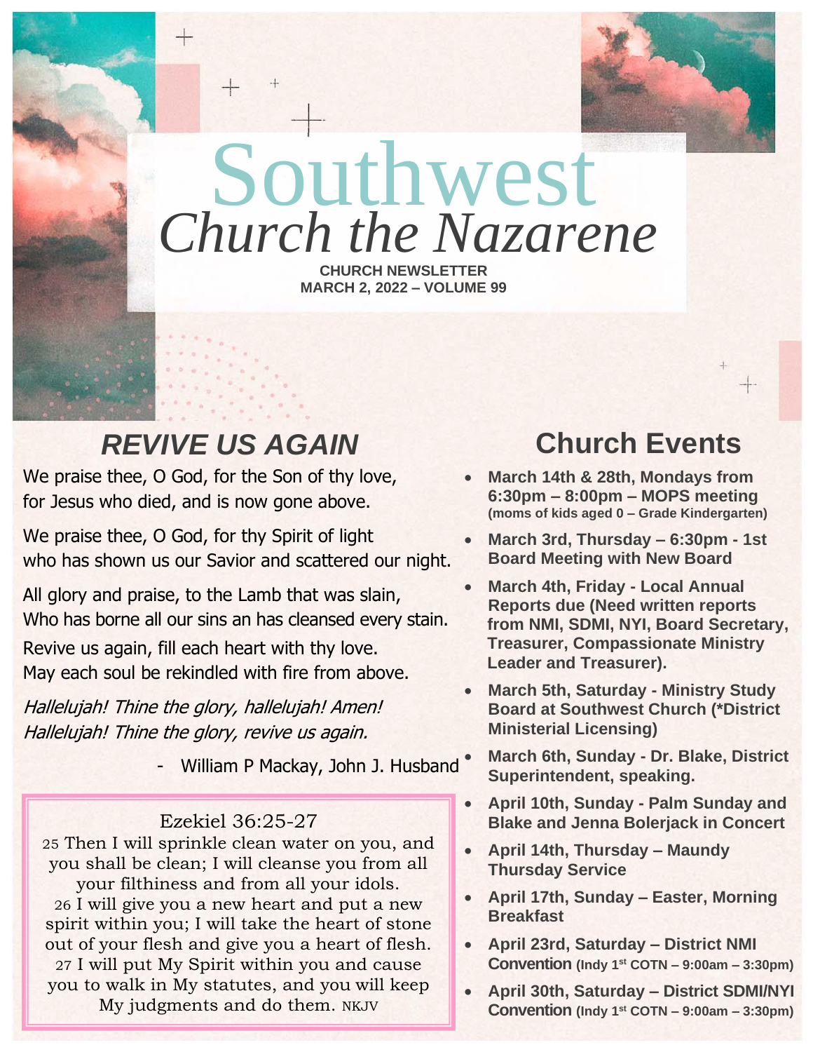# Southwest
# *Church the Nazarene*

**CHURCH NEWSLETTER**
**MARCH 2, 2022 – VOLUME 99**

## *REVIVE US AGAIN*

We praise thee, O God, for the Son of thy love,
for Jesus who died, and is now gone above.

We praise thee, O God, for thy Spirit of light
who has shown us our Savior and scattered our night.

All glory and praise, to the Lamb that was slain,
Who has borne all our sins an has cleansed every stain.

Revive us again, fill each heart with thy love.
May each soul be rekindled with fire from above.

*Hallelujah! Thine the glory, hallelujah! Amen!*
*Hallelujah! Thine the glory, revive us again.*

- William P Mackay, John J. Husband

Ezekiel 36:25-27

25 Then I will sprinkle clean water on you, and you shall be clean; I will cleanse you from all your filthiness and from all your idols.
26 I will give you a new heart and put a new spirit within you; I will take the heart of stone out of your flesh and give you a heart of flesh.
27 I will put My Spirit within you and cause you to walk in My statutes, and you will keep My judgments and do them. NKJV

## Church Events

- **March 14th & 28th, Mondays from 6:30pm – 8:00pm – MOPS meeting (moms of kids aged 0 – Grade Kindergarten)**
- **March 3rd, Thursday – 6:30pm - 1st Board Meeting with New Board**
- **March 4th, Friday - Local Annual Reports due (Need written reports from NMI, SDMI, NYI, Board Secretary, Treasurer, Compassionate Ministry Leader and Treasurer).**
- **March 5th, Saturday - Ministry Study Board at Southwest Church (*District Ministerial Licensing)**
- **March 6th, Sunday - Dr. Blake, District Superintendent, speaking.**
- **April 10th, Sunday - Palm Sunday and Blake and Jenna Bolerjack in Concert**
- **April 14th, Thursday – Maundy Thursday Service**
- **April 17th, Sunday – Easter, Morning Breakfast**
- **April 23rd, Saturday – District NMI Convention (Indy 1st COTN – 9:00am – 3:30pm)**
- **April 30th, Saturday – District SDMI/NYI Convention (Indy 1st COTN – 9:00am – 3:30pm)**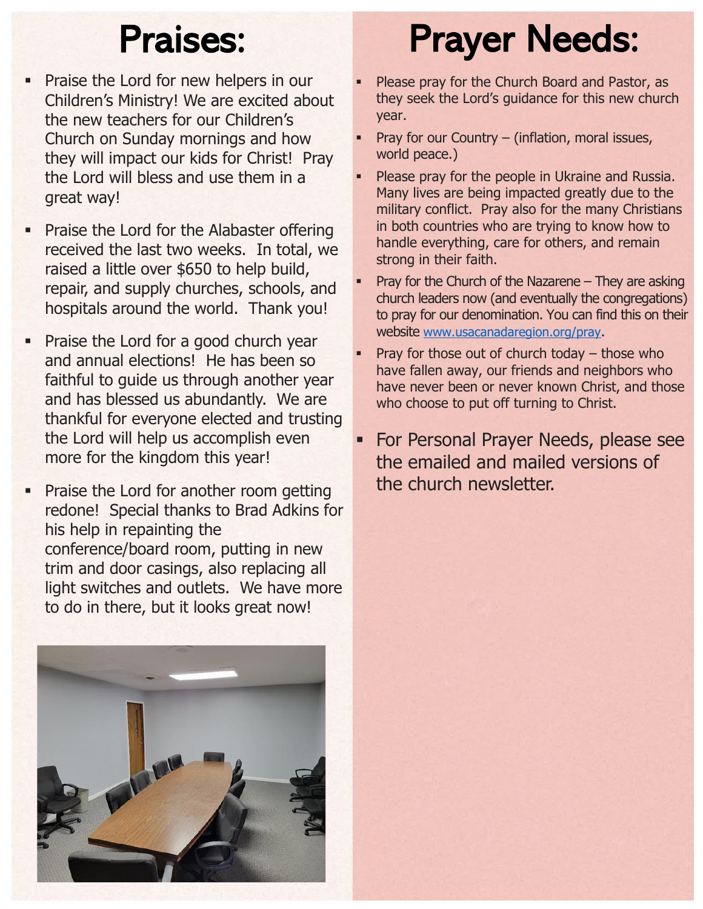# Praises:

- Praise the Lord for new helpers in our Children's Ministry! We are excited about the new teachers for our Children's Church on Sunday mornings and how they will impact our kids for Christ! Pray the Lord will bless and use them in a great way!
- Praise the Lord for the Alabaster offering received the last two weeks. In total, we raised a little over $650 to help build, repair, and supply churches, schools, and hospitals around the world. Thank you!
- Praise the Lord for a good church year and annual elections! He has been so faithful to guide us through another year and has blessed us abundantly. We are thankful for everyone elected and trusting the Lord will help us accomplish even more for the kingdom this year!
- Praise the Lord for another room getting redone! Special thanks to Brad Adkins for his help in repainting the conference/board room, putting in new trim and door casings, also replacing all light switches and outlets. We have more to do in there, but it looks great now!

# Prayer Needs:

- Please pray for the Church Board and Pastor, as they seek the Lord's guidance for this new church year.
- Pray for our Country – (inflation, moral issues, world peace.)
- Please pray for the people in Ukraine and Russia. Many lives are being impacted greatly due to the military conflict. Pray also for the many Christians in both countries who are trying to know how to handle everything, care for others, and remain strong in their faith.
- Pray for the Church of the Nazarene – They are asking church leaders now (and eventually the congregations) to pray for our denomination. You can find this on their website www.usacanadaregion.org/pray.
- Pray for those out of church today – those who have fallen away, our friends and neighbors who have never been or never known Christ, and those who choose to put off turning to Christ.
- For Personal Prayer Needs, please see the emailed and mailed versions of the church newsletter.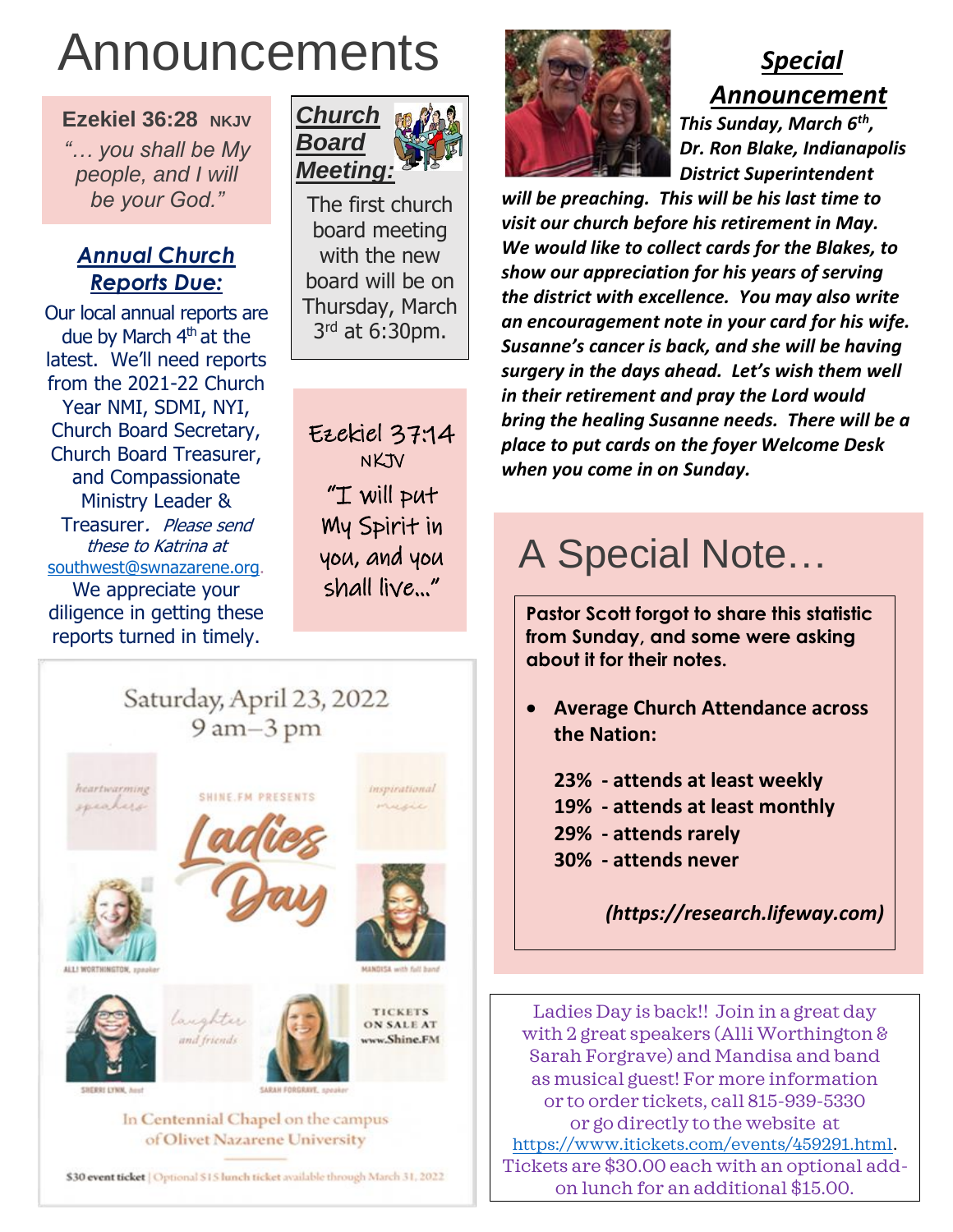# Announcements

**Ezekiel 36:28** NKJV

*"… you shall be My people, and I will be your God."*

## ***Annual Church Reports Due:***

Our local annual reports are due by March 4th at the latest. We'll need reports from the 2021-22 Church Year NMI, SDMI, NYI, Church Board Secretary, Church Board Treasurer, and Compassionate Ministry Leader & Treasurer. *Please send these to Katrina at* southwest@swnazarene.org. We appreciate your diligence in getting these reports turned in timely.

## ***Church Board Meeting:***

The first church board meeting with the new board will be on Thursday, March 3rd at 6:30pm.

Ezekiel 37:14 NKJV

"I will put My Spirit in you, and you shall live…"

Saturday, April 23, 2022
9 am–3 pm

heartwarming speakers

SHINE.FM PRESENTS

inspirational music

Ladies Day

ALLI WORTHINGTON, speaker

MANDISA with full band

laughter and friends

TICKETS ON SALE AT www.Shine.FM

SHERRI LYNN, host

SARAH FORGRAVE, speaker

In Centennial Chapel on the campus of Olivet Nazarene University

**$30 event ticket** | Optional $15 lunch ticket available through March 31, 2022

## ***Special Announcement***

***This Sunday, March 6th, Dr. Ron Blake, Indianapolis District Superintendent will be preaching. This will be his last time to visit our church before his retirement in May. We would like to collect cards for the Blakes, to show our appreciation for his years of serving the district with excellence. You may also write an encouragement note in your card for his wife. Susanne's cancer is back, and she will be having surgery in the days ahead. Let's wish them well in their retirement and pray the Lord would bring the healing Susanne needs. There will be a place to put cards on the foyer Welcome Desk when you come in on Sunday.***

## A Special Note…

**Pastor Scott forgot to share this statistic from Sunday, and some were asking about it for their notes.**

- **Average Church Attendance across the Nation:**

  **23% - attends at least weekly**
  **19% - attends at least monthly**
  **29% - attends rarely**
  **30% - attends never**

***(https://research.lifeway.com)***

Ladies Day is back!! Join in a great day with 2 great speakers (Alli Worthington & Sarah Forgrave) and Mandisa and band as musical guest! For more information or to order tickets, call 815-939-5330 or go directly to the website at https://www.itickets.com/events/459291.html. Tickets are $30.00 each with an optional add-on lunch for an additional $15.00.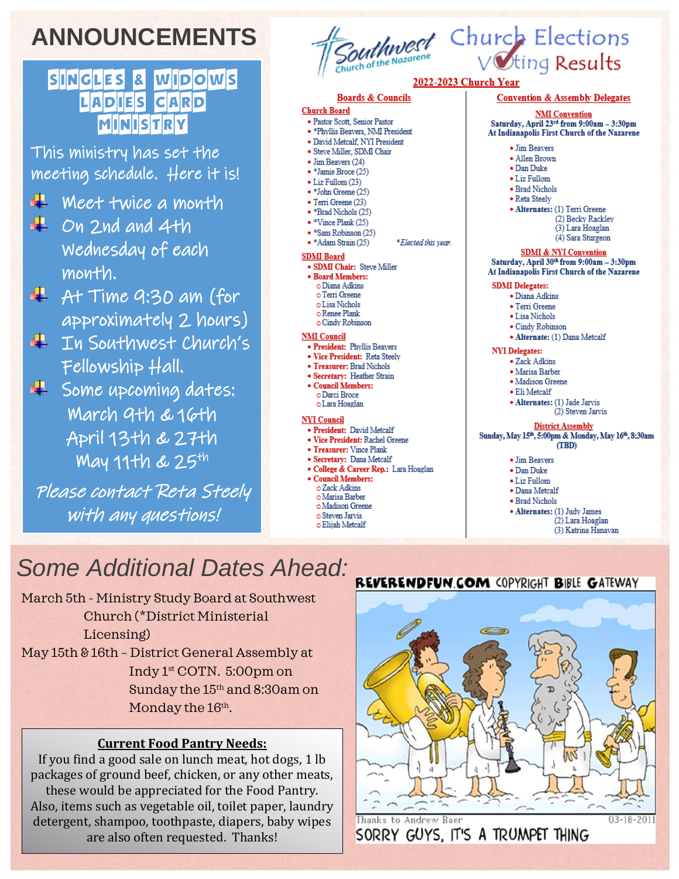# ANNOUNCEMENTS

## Singles & Widows Ladies Card Ministry

This ministry has set the meeting schedule. Here it is!

- Meet twice a month
- On 2nd and 4th Wednesday of each month.
- At Time 9:30 am (for approximately 2 hours)
- In Southwest Church's Fellowship Hall.
- Some upcoming dates:
  March 9th & 16th
  April 13th & 27th
  May 11th & 25th

*Please contact Reta Steely with any questions!*

## Southwest Church of the Nazarene — Church Elections Voting Results

**2022-2023 Church Year**

### Boards & Councils

**Church Board**

- Pastor Scott, Senior Pastor
- *Phyllis Beavers, NMI President
- David Metcalf, NYI President
- Steve Miller, SDMI Chair
- Jim Beavers (24)
- *Jamie Broce (25)
- Liz Fullom (23)
- *John Greene (25)
- Terri Greene (23)
- *Brad Nichols (25)
- *Vince Plank (25)
- *Sam Robinson (25)
- *Adam Strain (25)

*Elected this year.*

**SDMI Board**

- **SDMI Chair:** Steve Miller
- **Board Members:**
  - Diana Adkins
  - Terri Greene
  - Lisa Nichols
  - Renee Plank
  - Cindy Robinson

**NMI Council**

- **President:** Phyllis Beavers
- **Vice President:** Reta Steely
- **Treasurer:** Brad Nichols
- **Secretary:** Heather Strain
- **Council Members:**
  - Darci Broce
  - Lara Hoaglan

**NYI Council**

- **President:** David Metcalf
- **Vice President:** Rachel Greene
- **Treasurer:** Vince Plank
- **Secretary:** Dana Metcalf
- **College & Career Rep.:** Lara Hoaglan
- **Council Members:**
  - Zack Adkins
  - Marisa Barber
  - Madison Greene
  - Steven Jarvis
  - Elijah Metcalf

### Convention & Assembly Delegates

**NMI Convention**

**Saturday, April 23rd from 9:00am – 3:30pm**
**At Indianapolis First Church of the Nazarene**

- Jim Beavers
- Allen Brown
- Dan Duke
- Liz Fullom
- Brad Nichols
- Reta Steely
- **Alternates:** (1) Terri Greene
  (2) Becky Rackley
  (3) Lara Hoaglan
  (4) Sara Sturgeon

**SDMI & NYI Convention**

**Saturday, April 30th from 9:00am – 3:30pm**
**At Indianapolis First Church of the Nazarene**

**SDMI Delegates:**

- Diana Adkins
- Terri Greene
- Lisa Nichols
- Cindy Robinson
- **Alternate:** (1) Dana Metcalf

**NYI Delegates:**

- Zack Adkins
- Marisa Barber
- Madison Greene
- Eli Metcalf
- **Alternates:** (1) Jade Jarvis
  (2) Steven Jarvis

**District Assembly**

**Sunday, May 15th, 5:00pm & Monday, May 16th, 8:30am (TBD)**

- Jim Beavers
- Dan Duke
- Liz Fullom
- Dana Metcalf
- Brad Nichols
- **Alternates:** (1) Judy James
  (2) Lara Hoaglan
  (3) Katrina Hanavan

## Some Additional Dates Ahead:

March 5th - Ministry Study Board at Southwest Church (*District Ministerial Licensing)

May 15th & 16th – District General Assembly at Indy 1st COTN. 5:00pm on Sunday the 15th and 8:30am on Monday the 16th.

**Current Food Pantry Needs:**

If you find a good sale on lunch meat, hot dogs, 1 lb packages of ground beef, chicken, or any other meats, these would be appreciated for the Food Pantry. Also, items such as vegetable oil, toilet paper, laundry detergent, shampoo, toothpaste, diapers, baby wipes are also often requested. Thanks!

REVERENDFUN.COM COPYRIGHT BIBLE GATEWAY

Thanks to Andrew Baer 03-18-2011

SORRY GUYS, IT'S A TRUMPET THING